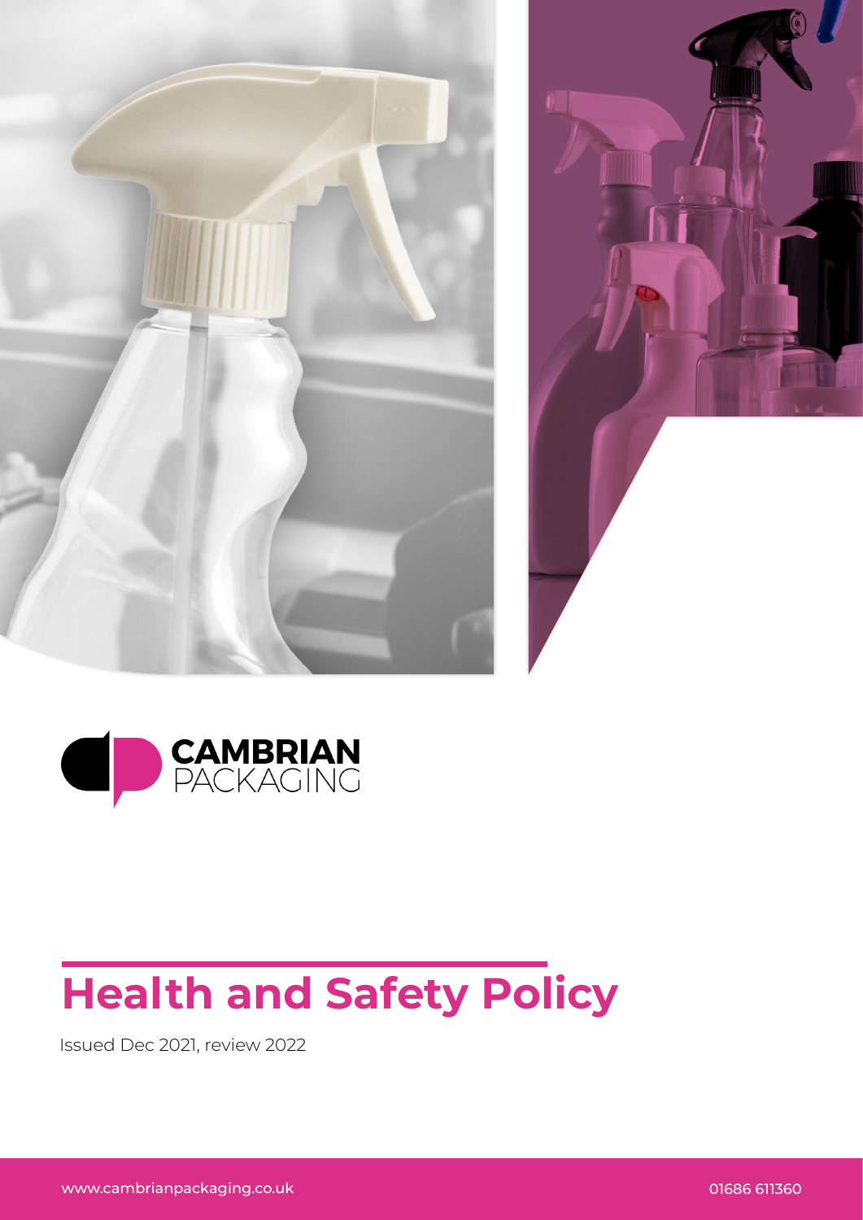CAMBRIAN
PACKAGING

# Health and Safety Policy

Issued Dec 2021, review 2022

www.cambrianpackaging.co.uk

01686 611360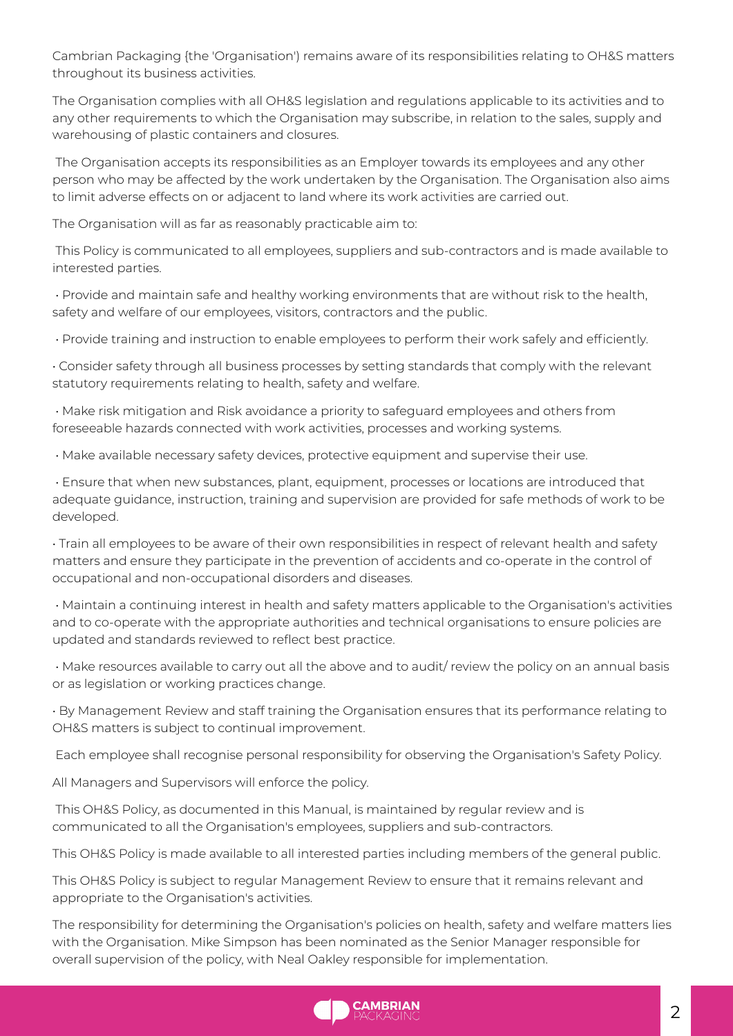Cambrian Packaging {the 'Organisation') remains aware of its responsibilities relating to OH&S matters throughout its business activities.

The Organisation complies with all OH&S legislation and regulations applicable to its activities and to any other requirements to which the Organisation may subscribe, in relation to the sales, supply and warehousing of plastic containers and closures.

The Organisation accepts its responsibilities as an Employer towards its employees and any other person who may be affected by the work undertaken by the Organisation. The Organisation also aims to limit adverse effects on or adjacent to land where its work activities are carried out.

The Organisation will as far as reasonably practicable aim to:

This Policy is communicated to all employees, suppliers and sub-contractors and is made available to interested parties.

- Provide and maintain safe and healthy working environments that are without risk to the health, safety and welfare of our employees, visitors, contractors and the public.
- Provide training and instruction to enable employees to perform their work safely and efficiently.
- Consider safety through all business processes by setting standards that comply with the relevant statutory requirements relating to health, safety and welfare.
- Make risk mitigation and Risk avoidance a priority to safeguard employees and others from foreseeable hazards connected with work activities, processes and working systems.
- Make available necessary safety devices, protective equipment and supervise their use.
- Ensure that when new substances, plant, equipment, processes or locations are introduced that adequate guidance, instruction, training and supervision are provided for safe methods of work to be developed.
- Train all employees to be aware of their own responsibilities in respect of relevant health and safety matters and ensure they participate in the prevention of accidents and co-operate in the control of occupational and non-occupational disorders and diseases.
- Maintain a continuing interest in health and safety matters applicable to the Organisation's activities and to co-operate with the appropriate authorities and technical organisations to ensure policies are updated and standards reviewed to reflect best practice.
- Make resources available to carry out all the above and to audit/ review the policy on an annual basis or as legislation or working practices change.
- By Management Review and staff training the Organisation ensures that its performance relating to OH&S matters is subject to continual improvement.

Each employee shall recognise personal responsibility for observing the Organisation's Safety Policy.

All Managers and Supervisors will enforce the policy.

This OH&S Policy, as documented in this Manual, is maintained by regular review and is communicated to all the Organisation's employees, suppliers and sub-contractors.

This OH&S Policy is made available to all interested parties including members of the general public.

This OH&S Policy is subject to regular Management Review to ensure that it remains relevant and appropriate to the Organisation's activities.

The responsibility for determining the Organisation's policies on health, safety and welfare matters lies with the Organisation. Mike Simpson has been nominated as the Senior Manager responsible for overall supervision of the policy, with Neal Oakley responsible for implementation.